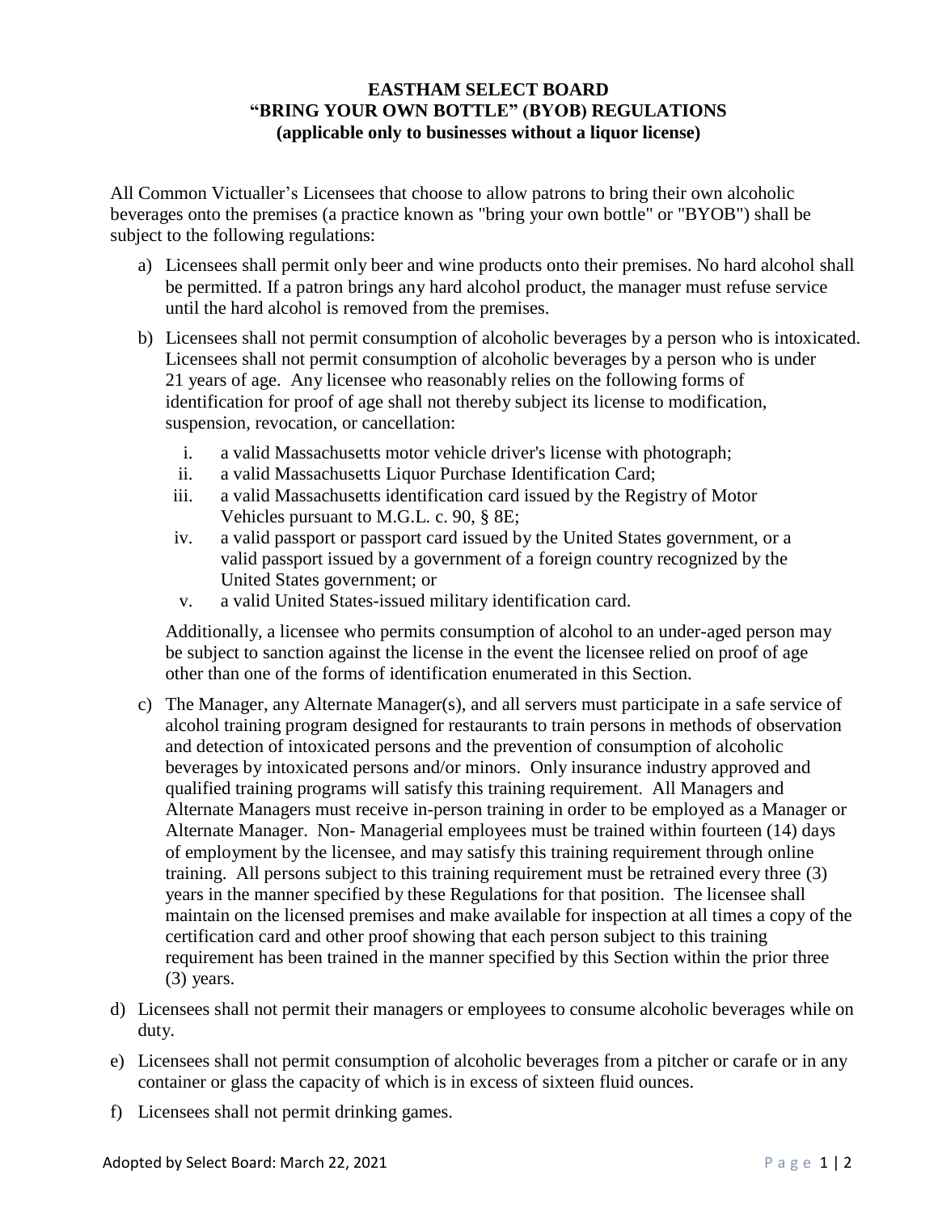# EASTHAM SELECT BOARD
## "BRING YOUR OWN BOTTLE" (BYOB) REGULATIONS
### (applicable only to businesses without a liquor license)

All Common Victualler's Licensees that choose to allow patrons to bring their own alcoholic beverages onto the premises (a practice known as "bring your own bottle" or "BYOB") shall be subject to the following regulations:

a) Licensees shall permit only beer and wine products onto their premises. No hard alcohol shall be permitted. If a patron brings any hard alcohol product, the manager must refuse service until the hard alcohol is removed from the premises.

b) Licensees shall not permit consumption of alcoholic beverages by a person who is intoxicated. Licensees shall not permit consumption of alcoholic beverages by a person who is under 21 years of age. Any licensee who reasonably relies on the following forms of identification for proof of age shall not thereby subject its license to modification, suspension, revocation, or cancellation:

   i. a valid Massachusetts motor vehicle driver's license with photograph;
   ii. a valid Massachusetts Liquor Purchase Identification Card;
   iii. a valid Massachusetts identification card issued by the Registry of Motor Vehicles pursuant to M.G.L. c. 90, § 8E;
   iv. a valid passport or passport card issued by the United States government, or a valid passport issued by a government of a foreign country recognized by the United States government; or
   v. a valid United States-issued military identification card.

   Additionally, a licensee who permits consumption of alcohol to an under-aged person may be subject to sanction against the license in the event the licensee relied on proof of age other than one of the forms of identification enumerated in this Section.

c) The Manager, any Alternate Manager(s), and all servers must participate in a safe service of alcohol training program designed for restaurants to train persons in methods of observation and detection of intoxicated persons and the prevention of consumption of alcoholic beverages by intoxicated persons and/or minors. Only insurance industry approved and qualified training programs will satisfy this training requirement. All Managers and Alternate Managers must receive in-person training in order to be employed as a Manager or Alternate Manager. Non- Managerial employees must be trained within fourteen (14) days of employment by the licensee, and may satisfy this training requirement through online training. All persons subject to this training requirement must be retrained every three (3) years in the manner specified by these Regulations for that position. The licensee shall maintain on the licensed premises and make available for inspection at all times a copy of the certification card and other proof showing that each person subject to this training requirement has been trained in the manner specified by this Section within the prior three (3) years.

d) Licensees shall not permit their managers or employees to consume alcoholic beverages while on duty.

e) Licensees shall not permit consumption of alcoholic beverages from a pitcher or carafe or in any container or glass the capacity of which is in excess of sixteen fluid ounces.

f) Licensees shall not permit drinking games.

Adopted by Select Board: March 22, 2021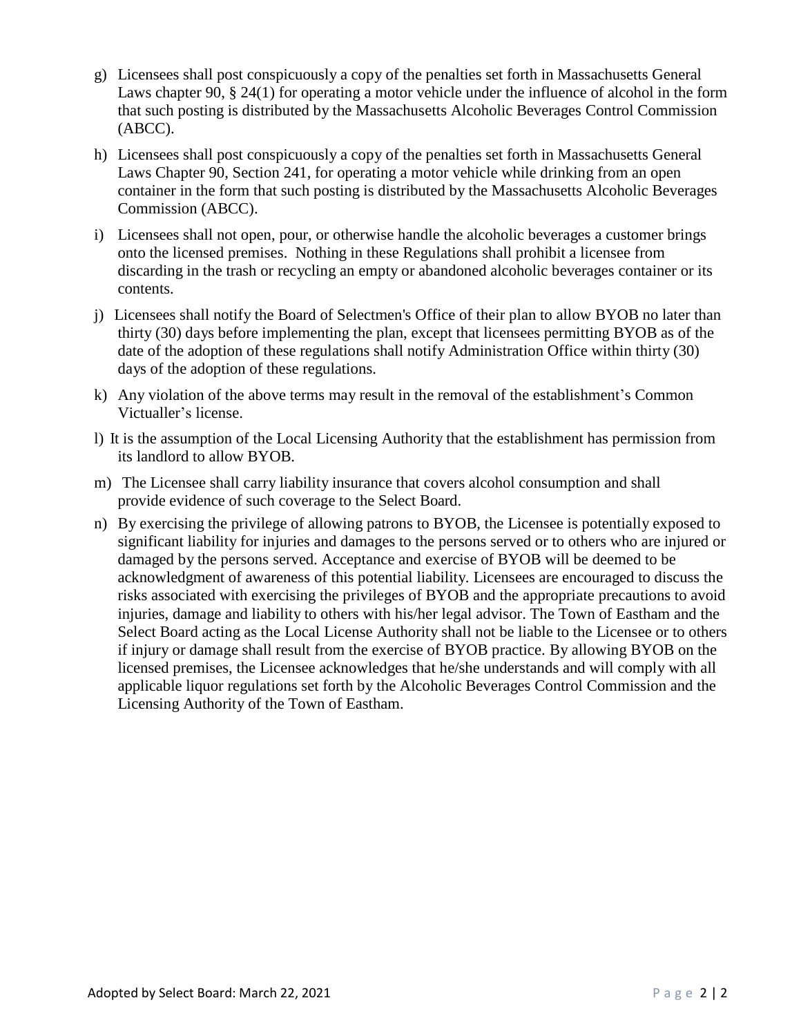g) Licensees shall post conspicuously a copy of the penalties set forth in Massachusetts General Laws chapter 90, § 24(1) for operating a motor vehicle under the influence of alcohol in the form that such posting is distributed by the Massachusetts Alcoholic Beverages Control Commission (ABCC).

h) Licensees shall post conspicuously a copy of the penalties set forth in Massachusetts General Laws Chapter 90, Section 241, for operating a motor vehicle while drinking from an open container in the form that such posting is distributed by the Massachusetts Alcoholic Beverages Commission (ABCC).

i) Licensees shall not open, pour, or otherwise handle the alcoholic beverages a customer brings onto the licensed premises. Nothing in these Regulations shall prohibit a licensee from discarding in the trash or recycling an empty or abandoned alcoholic beverages container or its contents.

j) Licensees shall notify the Board of Selectmen's Office of their plan to allow BYOB no later than thirty (30) days before implementing the plan, except that licensees permitting BYOB as of the date of the adoption of these regulations shall notify Administration Office within thirty (30) days of the adoption of these regulations.

k) Any violation of the above terms may result in the removal of the establishment's Common Victualler's license.

l) It is the assumption of the Local Licensing Authority that the establishment has permission from its landlord to allow BYOB.

m) The Licensee shall carry liability insurance that covers alcohol consumption and shall provide evidence of such coverage to the Select Board.

n) By exercising the privilege of allowing patrons to BYOB, the Licensee is potentially exposed to significant liability for injuries and damages to the persons served or to others who are injured or damaged by the persons served. Acceptance and exercise of BYOB will be deemed to be acknowledgment of awareness of this potential liability. Licensees are encouraged to discuss the risks associated with exercising the privileges of BYOB and the appropriate precautions to avoid injuries, damage and liability to others with his/her legal advisor. The Town of Eastham and the Select Board acting as the Local License Authority shall not be liable to the Licensee or to others if injury or damage shall result from the exercise of BYOB practice. By allowing BYOB on the licensed premises, the Licensee acknowledges that he/she understands and will comply with all applicable liquor regulations set forth by the Alcoholic Beverages Control Commission and the Licensing Authority of the Town of Eastham.

Adopted by Select Board: March 22, 2021